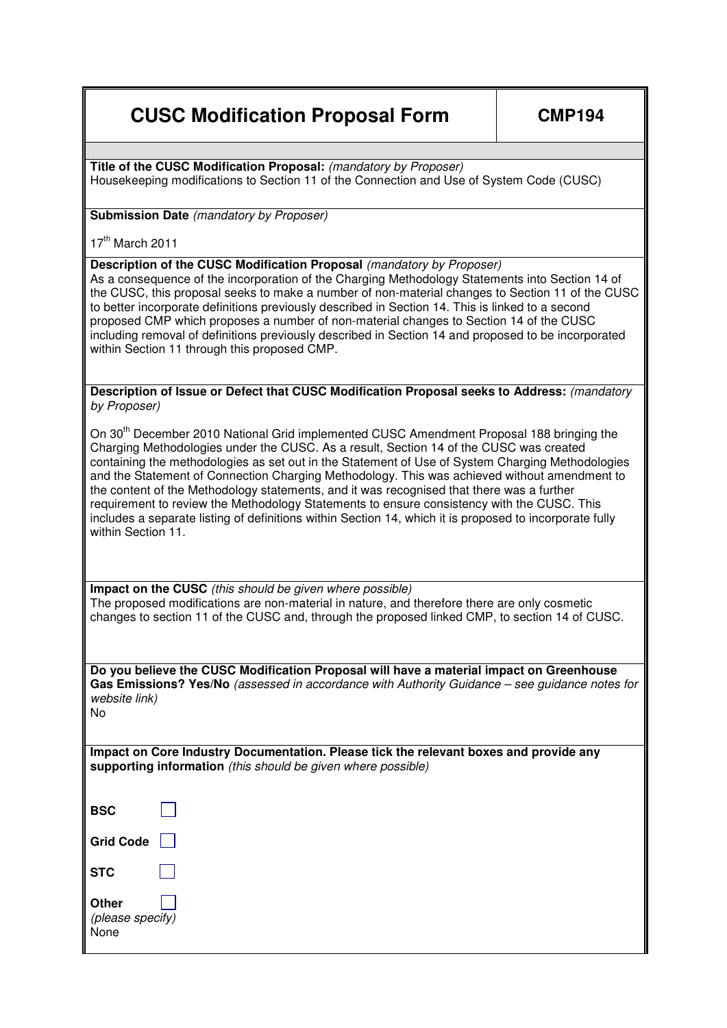# CUSC Modification Proposal Form — CMP194

**Title of the CUSC Modification Proposal:** *(mandatory by Proposer)*
Housekeeping modifications to Section 11 of the Connection and Use of System Code (CUSC)

**Submission Date** *(mandatory by Proposer)*

17th March 2011

**Description of the CUSC Modification Proposal** *(mandatory by Proposer)*
As a consequence of the incorporation of the Charging Methodology Statements into Section 14 of the CUSC, this proposal seeks to make a number of non-material changes to Section 11 of the CUSC to better incorporate definitions previously described in Section 14. This is linked to a second proposed CMP which proposes a number of non-material changes to Section 14 of the CUSC including removal of definitions previously described in Section 14 and proposed to be incorporated within Section 11 through this proposed CMP.

**Description of Issue or Defect that CUSC Modification Proposal seeks to Address:** *(mandatory by Proposer)*

On 30th December 2010 National Grid implemented CUSC Amendment Proposal 188 bringing the Charging Methodologies under the CUSC. As a result, Section 14 of the CUSC was created containing the methodologies as set out in the Statement of Use of System Charging Methodologies and the Statement of Connection Charging Methodology. This was achieved without amendment to the content of the Methodology statements, and it was recognised that there was a further requirement to review the Methodology Statements to ensure consistency with the CUSC. This includes a separate listing of definitions within Section 14, which it is proposed to incorporate fully within Section 11.

**Impact on the CUSC** *(this should be given where possible)*
The proposed modifications are non-material in nature, and therefore there are only cosmetic changes to section 11 of the CUSC and, through the proposed linked CMP, to section 14 of CUSC.

**Do you believe the CUSC Modification Proposal will have a material impact on Greenhouse Gas Emissions? Yes/No** *(assessed in accordance with Authority Guidance – see guidance notes for website link)*
No

**Impact on Core Industry Documentation. Please tick the relevant boxes and provide any supporting information** *(this should be given where possible)*

- **BSC** ☐
- **Grid Code** ☐
- **STC** ☐
- **Other** ☐ *(please specify)*

None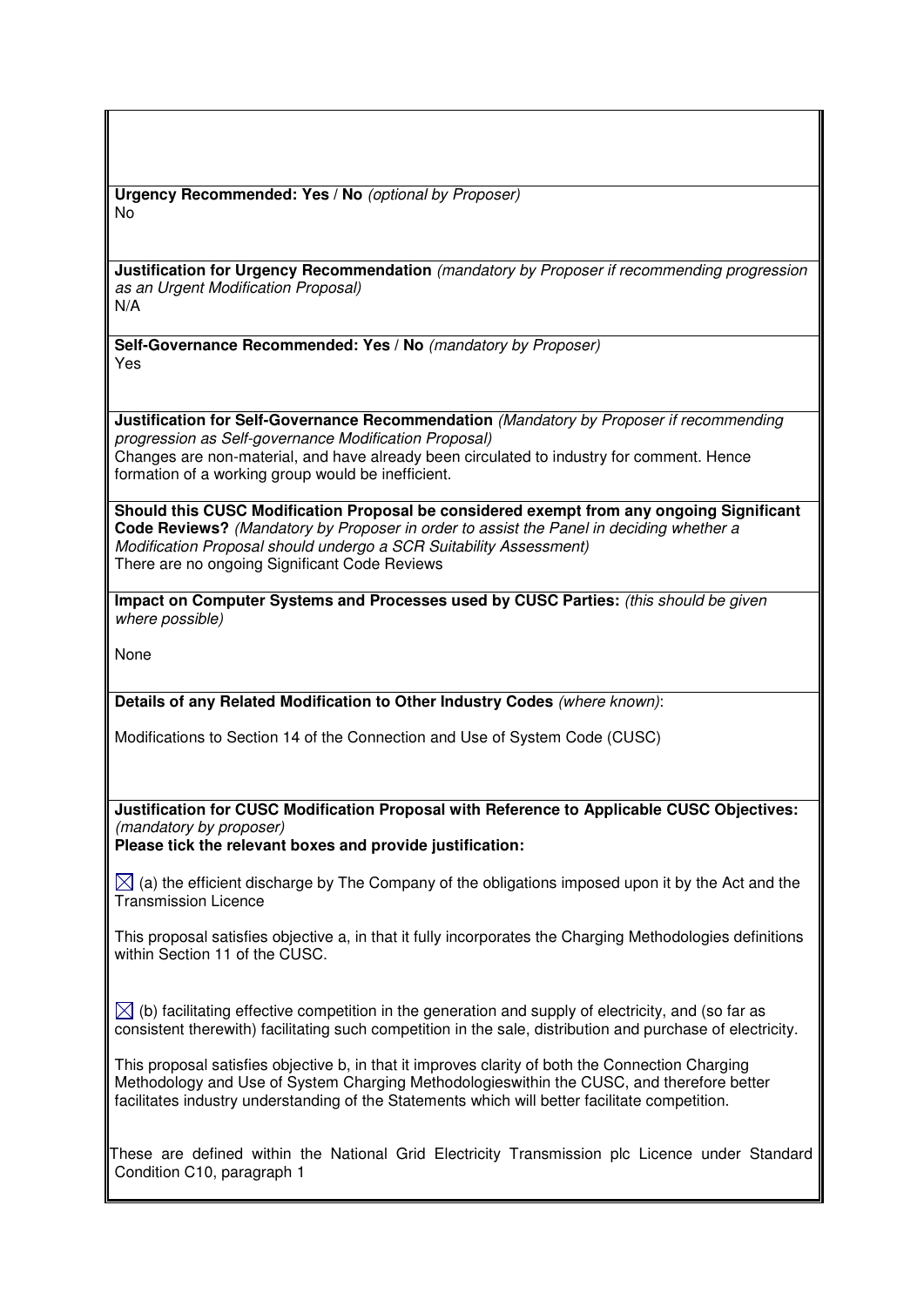**Urgency Recommended: Yes / No** *(optional by Proposer)*
No

**Justification for Urgency Recommendation** *(mandatory by Proposer if recommending progression as an Urgent Modification Proposal)*
N/A

**Self-Governance Recommended: Yes / No** *(mandatory by Proposer)*
Yes

**Justification for Self-Governance Recommendation** *(Mandatory by Proposer if recommending progression as Self-governance Modification Proposal)*
Changes are non-material, and have already been circulated to industry for comment. Hence formation of a working group would be inefficient.

**Should this CUSC Modification Proposal be considered exempt from any ongoing Significant Code Reviews?** *(Mandatory by Proposer in order to assist the Panel in deciding whether a Modification Proposal should undergo a SCR Suitability Assessment)*
There are no ongoing Significant Code Reviews

**Impact on Computer Systems and Processes used by CUSC Parties:** *(this should be given where possible)*

None

**Details of any Related Modification to Other Industry Codes** *(where known)*:

Modifications to Section 14 of the Connection and Use of System Code (CUSC)

**Justification for CUSC Modification Proposal with Reference to Applicable CUSC Objectives:** *(mandatory by proposer)*
**Please tick the relevant boxes and provide justification:**

☒ (a) the efficient discharge by The Company of the obligations imposed upon it by the Act and the Transmission Licence

This proposal satisfies objective a, in that it fully incorporates the Charging Methodologies definitions within Section 11 of the CUSC.

☒ (b) facilitating effective competition in the generation and supply of electricity, and (so far as consistent therewith) facilitating such competition in the sale, distribution and purchase of electricity.

This proposal satisfies objective b, in that it improves clarity of both the Connection Charging Methodology and Use of System Charging Methodologieswithin the CUSC, and therefore better facilitates industry understanding of the Statements which will better facilitate competition.

These are defined within the National Grid Electricity Transmission plc Licence under Standard Condition C10, paragraph 1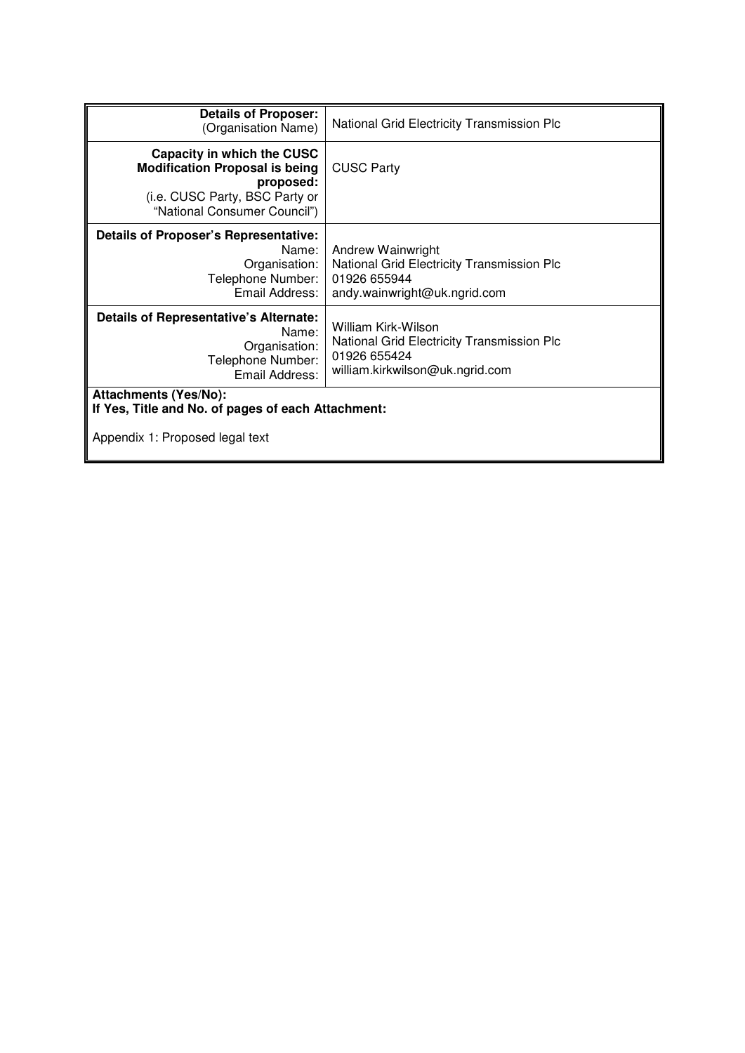| | |
|---|---|
| **Details of Proposer:** (Organisation Name) | National Grid Electricity Transmission Plc |
| **Capacity in which the CUSC Modification Proposal is being proposed:** (i.e. CUSC Party, BSC Party or "National Consumer Council") | CUSC Party |
| **Details of Proposer's Representative:** Name: Organisation: Telephone Number: Email Address: | Andrew Wainwright National Grid Electricity Transmission Plc 01926 655944 andy.wainwright@uk.ngrid.com |
| **Details of Representative's Alternate:** Name: Organisation: Telephone Number: Email Address: | William Kirk-Wilson National Grid Electricity Transmission Plc 01926 655424 william.kirkwilson@uk.ngrid.com |
| **Attachments (Yes/No):** **If Yes, Title and No. of pages of each Attachment:** Appendix 1: Proposed legal text | |